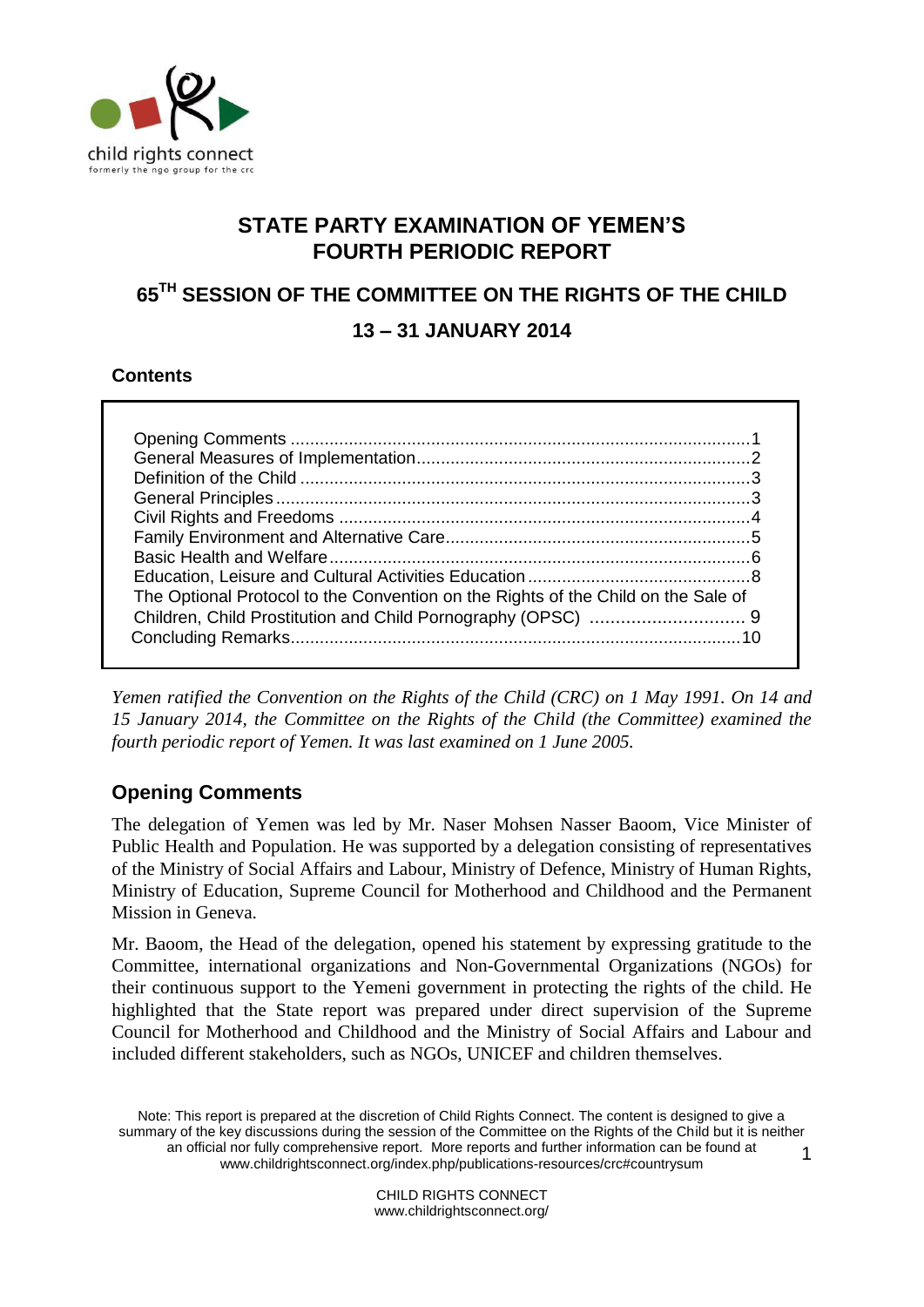# STATE PARTY EXAMINATION OF YEMEN'S FOURTH PERIODIC REPORT

## 65TH SESSION OF THE COMMITTEE ON THE RIGHTS OF THE CHILD

## 13 – 31 JANUARY 2014

**Contents**

| | |
|---|---|
| Opening Comments | 1 |
| General Measures of Implementation | 2 |
| Definition of the Child | 3 |
| General Principles | 3 |
| Civil Rights and Freedoms | 4 |
| Family Environment and Alternative Care | 5 |
| Basic Health and Welfare | 6 |
| Education, Leisure and Cultural Activities Education | 8 |
| The Optional Protocol to the Convention on the Rights of the Child on the Sale of Children, Child Prostitution and Child Pornography (OPSC) | 9 |
| Concluding Remarks | 10 |

*Yemen ratified the Convention on the Rights of the Child (CRC) on 1 May 1991. On 14 and 15 January 2014, the Committee on the Rights of the Child (the Committee) examined the fourth periodic report of Yemen. It was last examined on 1 June 2005.*

## Opening Comments

The delegation of Yemen was led by Mr. Naser Mohsen Nasser Baoom, Vice Minister of Public Health and Population. He was supported by a delegation consisting of representatives of the Ministry of Social Affairs and Labour, Ministry of Defence, Ministry of Human Rights, Ministry of Education, Supreme Council for Motherhood and Childhood and the Permanent Mission in Geneva.

Mr. Baoom, the Head of the delegation, opened his statement by expressing gratitude to the Committee, international organizations and Non-Governmental Organizations (NGOs) for their continuous support to the Yemeni government in protecting the rights of the child. He highlighted that the State report was prepared under direct supervision of the Supreme Council for Motherhood and Childhood and the Ministry of Social Affairs and Labour and included different stakeholders, such as NGOs, UNICEF and children themselves.

Note: This report is prepared at the discretion of Child Rights Connect. The content is designed to give a summary of the key discussions during the session of the Committee on the Rights of the Child but it is neither an official nor fully comprehensive report. More reports and further information can be found at www.childrightsconnect.org/index.php/publications-resources/crc#countrysum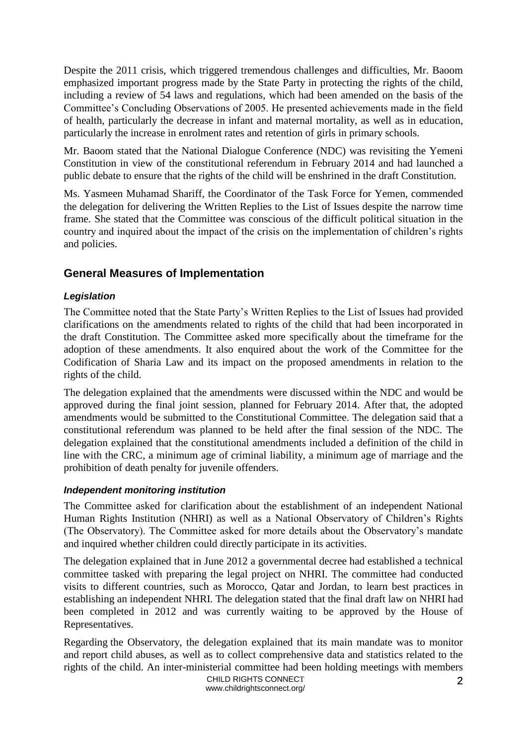Despite the 2011 crisis, which triggered tremendous challenges and difficulties, Mr. Baoom emphasized important progress made by the State Party in protecting the rights of the child, including a review of 54 laws and regulations, which had been amended on the basis of the Committee's Concluding Observations of 2005. He presented achievements made in the field of health, particularly the decrease in infant and maternal mortality, as well as in education, particularly the increase in enrolment rates and retention of girls in primary schools.

Mr. Baoom stated that the National Dialogue Conference (NDC) was revisiting the Yemeni Constitution in view of the constitutional referendum in February 2014 and had launched a public debate to ensure that the rights of the child will be enshrined in the draft Constitution.

Ms. Yasmeen Muhamad Shariff, the Coordinator of the Task Force for Yemen, commended the delegation for delivering the Written Replies to the List of Issues despite the narrow time frame. She stated that the Committee was conscious of the difficult political situation in the country and inquired about the impact of the crisis on the implementation of children's rights and policies.

## General Measures of Implementation

### *Legislation*

The Committee noted that the State Party's Written Replies to the List of Issues had provided clarifications on the amendments related to rights of the child that had been incorporated in the draft Constitution. The Committee asked more specifically about the timeframe for the adoption of these amendments. It also enquired about the work of the Committee for the Codification of Sharia Law and its impact on the proposed amendments in relation to the rights of the child.

The delegation explained that the amendments were discussed within the NDC and would be approved during the final joint session, planned for February 2014. After that, the adopted amendments would be submitted to the Constitutional Committee. The delegation said that a constitutional referendum was planned to be held after the final session of the NDC. The delegation explained that the constitutional amendments included a definition of the child in line with the CRC, a minimum age of criminal liability, a minimum age of marriage and the prohibition of death penalty for juvenile offenders.

### *Independent monitoring institution*

The Committee asked for clarification about the establishment of an independent National Human Rights Institution (NHRI) as well as a National Observatory of Children's Rights (The Observatory). The Committee asked for more details about the Observatory's mandate and inquired whether children could directly participate in its activities.

The delegation explained that in June 2012 a governmental decree had established a technical committee tasked with preparing the legal project on NHRI. The committee had conducted visits to different countries, such as Morocco, Qatar and Jordan, to learn best practices in establishing an independent NHRI. The delegation stated that the final draft law on NHRI had been completed in 2012 and was currently waiting to be approved by the House of Representatives.

Regarding the Observatory, the delegation explained that its main mandate was to monitor and report child abuses, as well as to collect comprehensive data and statistics related to the rights of the child. An inter-ministerial committee had been holding meetings with members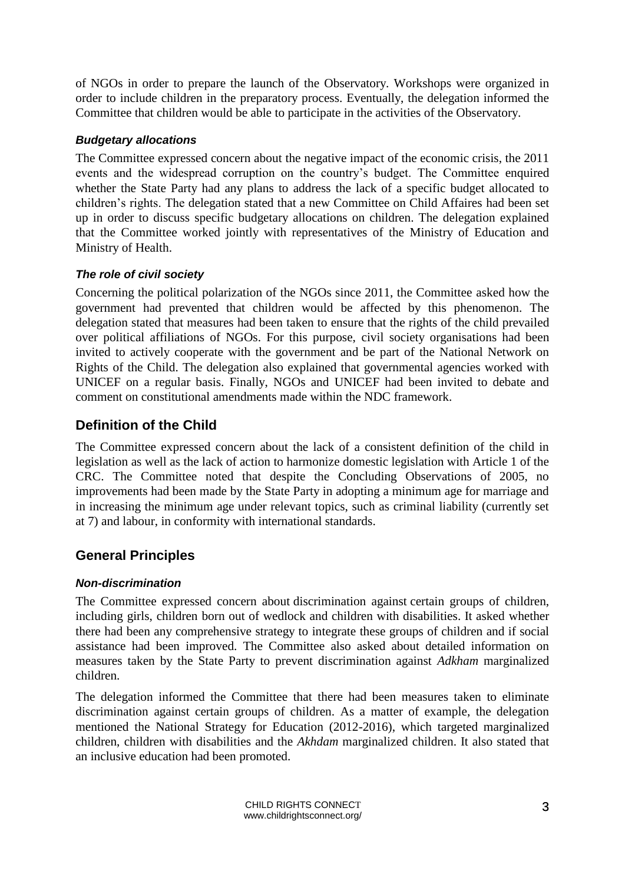of NGOs in order to prepare the launch of the Observatory. Workshops were organized in order to include children in the preparatory process. Eventually, the delegation informed the Committee that children would be able to participate in the activities of the Observatory.

#### *Budgetary allocations*

The Committee expressed concern about the negative impact of the economic crisis, the 2011 events and the widespread corruption on the country's budget. The Committee enquired whether the State Party had any plans to address the lack of a specific budget allocated to children's rights. The delegation stated that a new Committee on Child Affaires had been set up in order to discuss specific budgetary allocations on children. The delegation explained that the Committee worked jointly with representatives of the Ministry of Education and Ministry of Health.

#### *The role of civil society*

Concerning the political polarization of the NGOs since 2011, the Committee asked how the government had prevented that children would be affected by this phenomenon. The delegation stated that measures had been taken to ensure that the rights of the child prevailed over political affiliations of NGOs. For this purpose, civil society organisations had been invited to actively cooperate with the government and be part of the National Network on Rights of the Child. The delegation also explained that governmental agencies worked with UNICEF on a regular basis. Finally, NGOs and UNICEF had been invited to debate and comment on constitutional amendments made within the NDC framework.

## Definition of the Child

The Committee expressed concern about the lack of a consistent definition of the child in legislation as well as the lack of action to harmonize domestic legislation with Article 1 of the CRC. The Committee noted that despite the Concluding Observations of 2005, no improvements had been made by the State Party in adopting a minimum age for marriage and in increasing the minimum age under relevant topics, such as criminal liability (currently set at 7) and labour, in conformity with international standards.

## General Principles

#### *Non-discrimination*

The Committee expressed concern about discrimination against certain groups of children, including girls, children born out of wedlock and children with disabilities. It asked whether there had been any comprehensive strategy to integrate these groups of children and if social assistance had been improved. The Committee also asked about detailed information on measures taken by the State Party to prevent discrimination against *Adkham* marginalized children.

The delegation informed the Committee that there had been measures taken to eliminate discrimination against certain groups of children. As a matter of example, the delegation mentioned the National Strategy for Education (2012-2016), which targeted marginalized children, children with disabilities and the *Akhdam* marginalized children. It also stated that an inclusive education had been promoted.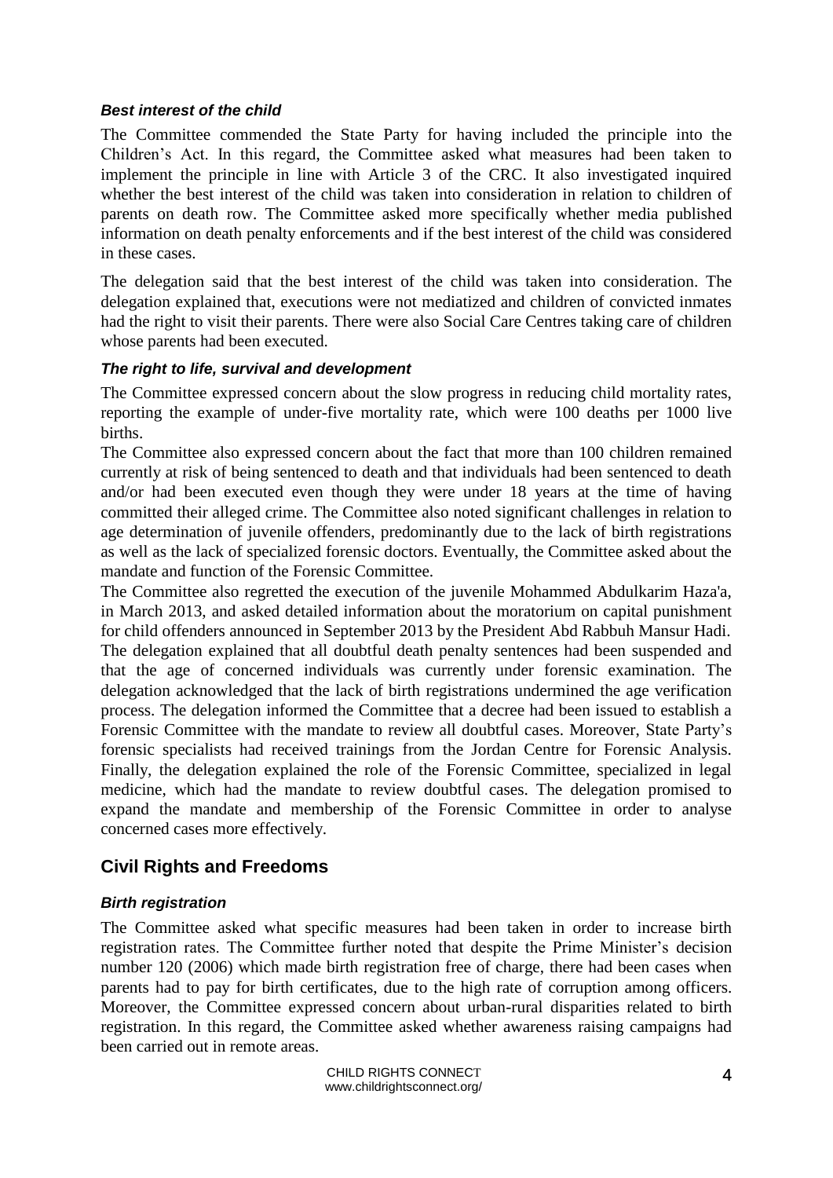### *Best interest of the child*

The Committee commended the State Party for having included the principle into the Children's Act. In this regard, the Committee asked what measures had been taken to implement the principle in line with Article 3 of the CRC. It also investigated inquired whether the best interest of the child was taken into consideration in relation to children of parents on death row. The Committee asked more specifically whether media published information on death penalty enforcements and if the best interest of the child was considered in these cases.

The delegation said that the best interest of the child was taken into consideration. The delegation explained that, executions were not mediatized and children of convicted inmates had the right to visit their parents. There were also Social Care Centres taking care of children whose parents had been executed.

### *The right to life, survival and development*

The Committee expressed concern about the slow progress in reducing child mortality rates, reporting the example of under-five mortality rate, which were 100 deaths per 1000 live births.

The Committee also expressed concern about the fact that more than 100 children remained currently at risk of being sentenced to death and that individuals had been sentenced to death and/or had been executed even though they were under 18 years at the time of having committed their alleged crime. The Committee also noted significant challenges in relation to age determination of juvenile offenders, predominantly due to the lack of birth registrations as well as the lack of specialized forensic doctors. Eventually, the Committee asked about the mandate and function of the Forensic Committee.

The Committee also regretted the execution of the juvenile Mohammed Abdulkarim Haza'a, in March 2013, and asked detailed information about the moratorium on capital punishment for child offenders announced in September 2013 by the President Abd Rabbuh Mansur Hadi.

The delegation explained that all doubtful death penalty sentences had been suspended and that the age of concerned individuals was currently under forensic examination. The delegation acknowledged that the lack of birth registrations undermined the age verification process. The delegation informed the Committee that a decree had been issued to establish a Forensic Committee with the mandate to review all doubtful cases. Moreover, State Party's forensic specialists had received trainings from the Jordan Centre for Forensic Analysis. Finally, the delegation explained the role of the Forensic Committee, specialized in legal medicine, which had the mandate to review doubtful cases. The delegation promised to expand the mandate and membership of the Forensic Committee in order to analyse concerned cases more effectively.

## Civil Rights and Freedoms

### *Birth registration*

The Committee asked what specific measures had been taken in order to increase birth registration rates. The Committee further noted that despite the Prime Minister's decision number 120 (2006) which made birth registration free of charge, there had been cases when parents had to pay for birth certificates, due to the high rate of corruption among officers. Moreover, the Committee expressed concern about urban-rural disparities related to birth registration. In this regard, the Committee asked whether awareness raising campaigns had been carried out in remote areas.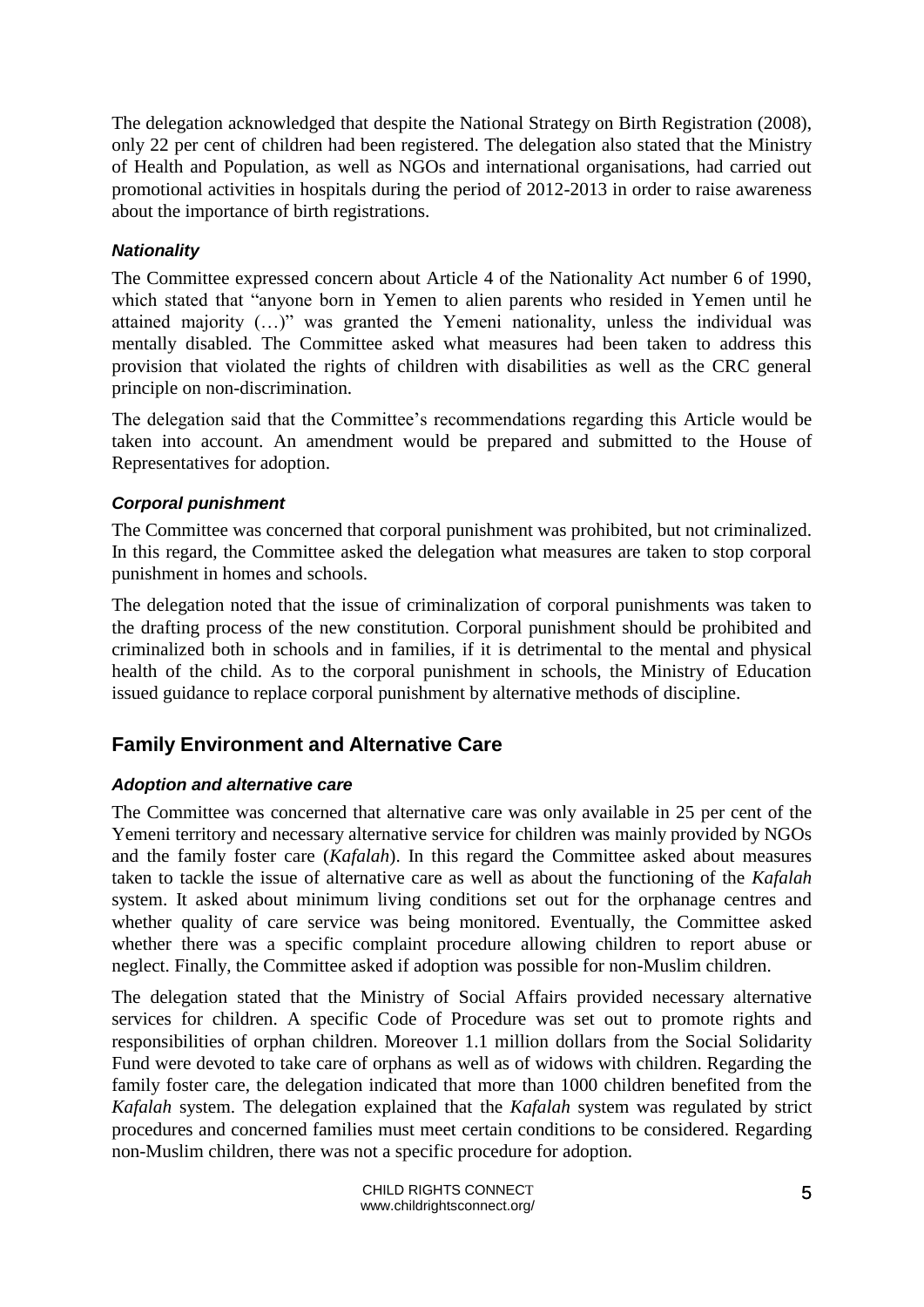The delegation acknowledged that despite the National Strategy on Birth Registration (2008), only 22 per cent of children had been registered. The delegation also stated that the Ministry of Health and Population, as well as NGOs and international organisations, had carried out promotional activities in hospitals during the period of 2012-2013 in order to raise awareness about the importance of birth registrations.

### *Nationality*

The Committee expressed concern about Article 4 of the Nationality Act number 6 of 1990, which stated that "anyone born in Yemen to alien parents who resided in Yemen until he attained majority (…)" was granted the Yemeni nationality, unless the individual was mentally disabled. The Committee asked what measures had been taken to address this provision that violated the rights of children with disabilities as well as the CRC general principle on non-discrimination.

The delegation said that the Committee's recommendations regarding this Article would be taken into account. An amendment would be prepared and submitted to the House of Representatives for adoption.

### *Corporal punishment*

The Committee was concerned that corporal punishment was prohibited, but not criminalized. In this regard, the Committee asked the delegation what measures are taken to stop corporal punishment in homes and schools.

The delegation noted that the issue of criminalization of corporal punishments was taken to the drafting process of the new constitution. Corporal punishment should be prohibited and criminalized both in schools and in families, if it is detrimental to the mental and physical health of the child. As to the corporal punishment in schools, the Ministry of Education issued guidance to replace corporal punishment by alternative methods of discipline.

## Family Environment and Alternative Care

### *Adoption and alternative care*

The Committee was concerned that alternative care was only available in 25 per cent of the Yemeni territory and necessary alternative service for children was mainly provided by NGOs and the family foster care (*Kafalah*). In this regard the Committee asked about measures taken to tackle the issue of alternative care as well as about the functioning of the *Kafalah* system. It asked about minimum living conditions set out for the orphanage centres and whether quality of care service was being monitored. Eventually, the Committee asked whether there was a specific complaint procedure allowing children to report abuse or neglect. Finally, the Committee asked if adoption was possible for non-Muslim children.

The delegation stated that the Ministry of Social Affairs provided necessary alternative services for children. A specific Code of Procedure was set out to promote rights and responsibilities of orphan children. Moreover 1.1 million dollars from the Social Solidarity Fund were devoted to take care of orphans as well as of widows with children. Regarding the family foster care, the delegation indicated that more than 1000 children benefited from the *Kafalah* system. The delegation explained that the *Kafalah* system was regulated by strict procedures and concerned families must meet certain conditions to be considered. Regarding non-Muslim children, there was not a specific procedure for adoption.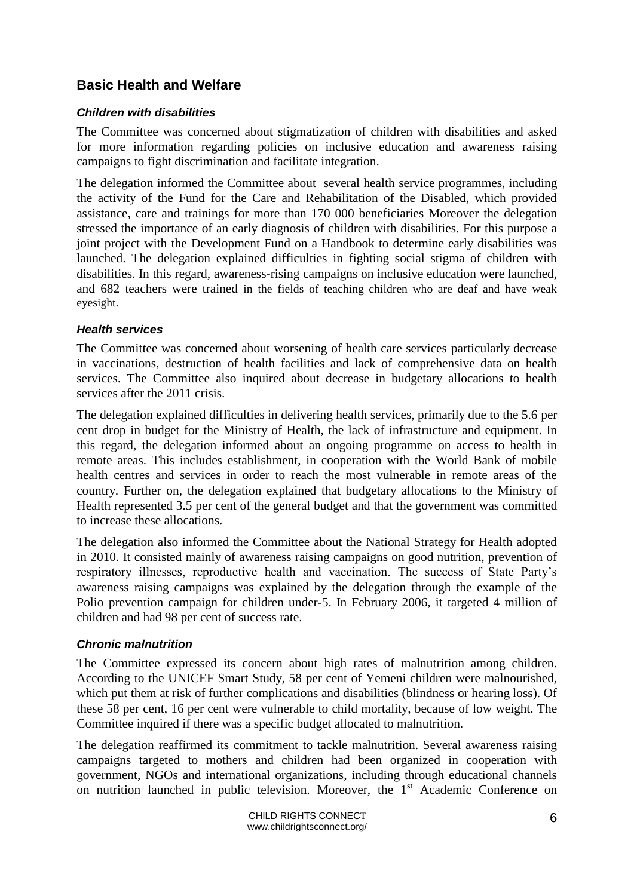## Basic Health and Welfare

### *Children with disabilities*

The Committee was concerned about stigmatization of children with disabilities and asked for more information regarding policies on inclusive education and awareness raising campaigns to fight discrimination and facilitate integration.

The delegation informed the Committee about several health service programmes, including the activity of the Fund for the Care and Rehabilitation of the Disabled, which provided assistance, care and trainings for more than 170 000 beneficiaries Moreover the delegation stressed the importance of an early diagnosis of children with disabilities. For this purpose a joint project with the Development Fund on a Handbook to determine early disabilities was launched. The delegation explained difficulties in fighting social stigma of children with disabilities. In this regard, awareness-rising campaigns on inclusive education were launched, and 682 teachers were trained in the fields of teaching children who are deaf and have weak eyesight.

### *Health services*

The Committee was concerned about worsening of health care services particularly decrease in vaccinations, destruction of health facilities and lack of comprehensive data on health services. The Committee also inquired about decrease in budgetary allocations to health services after the 2011 crisis.

The delegation explained difficulties in delivering health services, primarily due to the 5.6 per cent drop in budget for the Ministry of Health, the lack of infrastructure and equipment. In this regard, the delegation informed about an ongoing programme on access to health in remote areas. This includes establishment, in cooperation with the World Bank of mobile health centres and services in order to reach the most vulnerable in remote areas of the country. Further on, the delegation explained that budgetary allocations to the Ministry of Health represented 3.5 per cent of the general budget and that the government was committed to increase these allocations.

The delegation also informed the Committee about the National Strategy for Health adopted in 2010. It consisted mainly of awareness raising campaigns on good nutrition, prevention of respiratory illnesses, reproductive health and vaccination. The success of State Party's awareness raising campaigns was explained by the delegation through the example of the Polio prevention campaign for children under-5. In February 2006, it targeted 4 million of children and had 98 per cent of success rate.

### *Chronic malnutrition*

The Committee expressed its concern about high rates of malnutrition among children. According to the UNICEF Smart Study, 58 per cent of Yemeni children were malnourished, which put them at risk of further complications and disabilities (blindness or hearing loss). Of these 58 per cent, 16 per cent were vulnerable to child mortality, because of low weight. The Committee inquired if there was a specific budget allocated to malnutrition.

The delegation reaffirmed its commitment to tackle malnutrition. Several awareness raising campaigns targeted to mothers and children had been organized in cooperation with government, NGOs and international organizations, including through educational channels on nutrition launched in public television. Moreover, the 1st Academic Conference on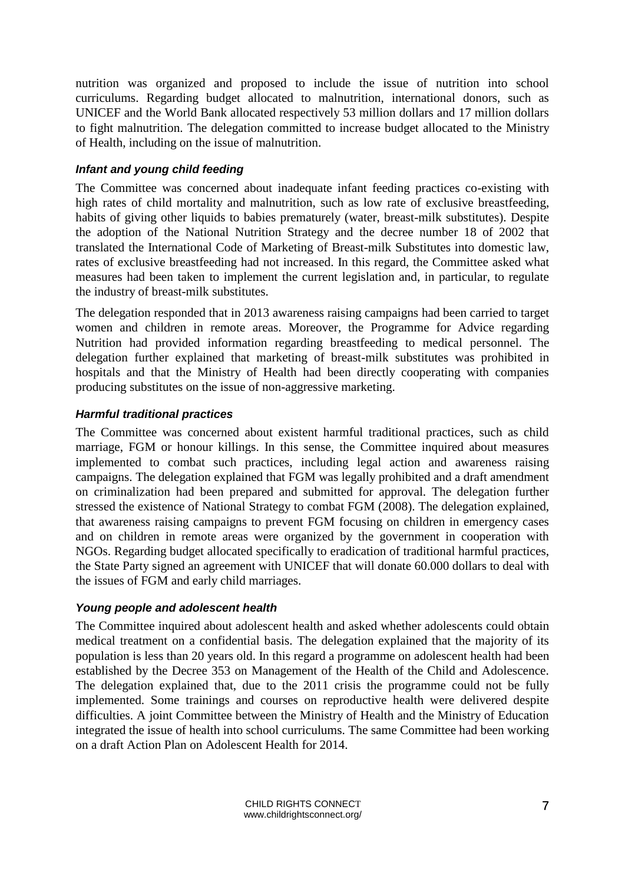nutrition was organized and proposed to include the issue of nutrition into school curriculums. Regarding budget allocated to malnutrition, international donors, such as UNICEF and the World Bank allocated respectively 53 million dollars and 17 million dollars to fight malnutrition. The delegation committed to increase budget allocated to the Ministry of Health, including on the issue of malnutrition.

### *Infant and young child feeding*

The Committee was concerned about inadequate infant feeding practices co-existing with high rates of child mortality and malnutrition, such as low rate of exclusive breastfeeding, habits of giving other liquids to babies prematurely (water, breast-milk substitutes). Despite the adoption of the National Nutrition Strategy and the decree number 18 of 2002 that translated the International Code of Marketing of Breast-milk Substitutes into domestic law, rates of exclusive breastfeeding had not increased. In this regard, the Committee asked what measures had been taken to implement the current legislation and, in particular, to regulate the industry of breast-milk substitutes.

The delegation responded that in 2013 awareness raising campaigns had been carried to target women and children in remote areas. Moreover, the Programme for Advice regarding Nutrition had provided information regarding breastfeeding to medical personnel. The delegation further explained that marketing of breast-milk substitutes was prohibited in hospitals and that the Ministry of Health had been directly cooperating with companies producing substitutes on the issue of non-aggressive marketing.

### *Harmful traditional practices*

The Committee was concerned about existent harmful traditional practices, such as child marriage, FGM or honour killings. In this sense, the Committee inquired about measures implemented to combat such practices, including legal action and awareness raising campaigns. The delegation explained that FGM was legally prohibited and a draft amendment on criminalization had been prepared and submitted for approval. The delegation further stressed the existence of National Strategy to combat FGM (2008). The delegation explained, that awareness raising campaigns to prevent FGM focusing on children in emergency cases and on children in remote areas were organized by the government in cooperation with NGOs. Regarding budget allocated specifically to eradication of traditional harmful practices, the State Party signed an agreement with UNICEF that will donate 60.000 dollars to deal with the issues of FGM and early child marriages.

### *Young people and adolescent health*

The Committee inquired about adolescent health and asked whether adolescents could obtain medical treatment on a confidential basis. The delegation explained that the majority of its population is less than 20 years old. In this regard a programme on adolescent health had been established by the Decree 353 on Management of the Health of the Child and Adolescence. The delegation explained that, due to the 2011 crisis the programme could not be fully implemented. Some trainings and courses on reproductive health were delivered despite difficulties. A joint Committee between the Ministry of Health and the Ministry of Education integrated the issue of health into school curriculums. The same Committee had been working on a draft Action Plan on Adolescent Health for 2014.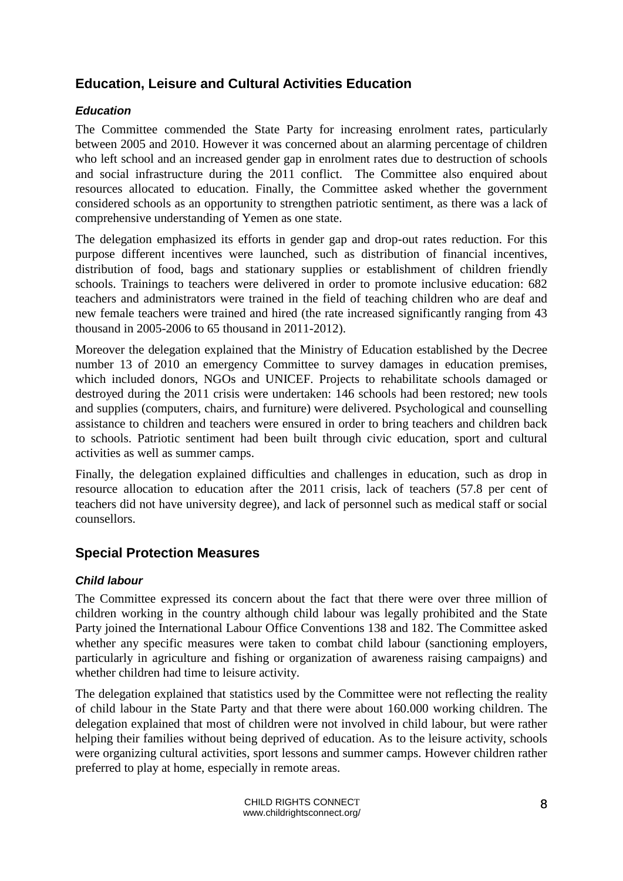## Education, Leisure and Cultural Activities Education

### *Education*

The Committee commended the State Party for increasing enrolment rates, particularly between 2005 and 2010. However it was concerned about an alarming percentage of children who left school and an increased gender gap in enrolment rates due to destruction of schools and social infrastructure during the 2011 conflict. The Committee also enquired about resources allocated to education. Finally, the Committee asked whether the government considered schools as an opportunity to strengthen patriotic sentiment, as there was a lack of comprehensive understanding of Yemen as one state.

The delegation emphasized its efforts in gender gap and drop-out rates reduction. For this purpose different incentives were launched, such as distribution of financial incentives, distribution of food, bags and stationary supplies or establishment of children friendly schools. Trainings to teachers were delivered in order to promote inclusive education: 682 teachers and administrators were trained in the field of teaching children who are deaf and new female teachers were trained and hired (the rate increased significantly ranging from 43 thousand in 2005-2006 to 65 thousand in 2011-2012).

Moreover the delegation explained that the Ministry of Education established by the Decree number 13 of 2010 an emergency Committee to survey damages in education premises, which included donors, NGOs and UNICEF. Projects to rehabilitate schools damaged or destroyed during the 2011 crisis were undertaken: 146 schools had been restored; new tools and supplies (computers, chairs, and furniture) were delivered. Psychological and counselling assistance to children and teachers were ensured in order to bring teachers and children back to schools. Patriotic sentiment had been built through civic education, sport and cultural activities as well as summer camps.

Finally, the delegation explained difficulties and challenges in education, such as drop in resource allocation to education after the 2011 crisis, lack of teachers (57.8 per cent of teachers did not have university degree), and lack of personnel such as medical staff or social counsellors.

## Special Protection Measures

### *Child labour*

The Committee expressed its concern about the fact that there were over three million of children working in the country although child labour was legally prohibited and the State Party joined the International Labour Office Conventions 138 and 182. The Committee asked whether any specific measures were taken to combat child labour (sanctioning employers, particularly in agriculture and fishing or organization of awareness raising campaigns) and whether children had time to leisure activity.

The delegation explained that statistics used by the Committee were not reflecting the reality of child labour in the State Party and that there were about 160.000 working children. The delegation explained that most of children were not involved in child labour, but were rather helping their families without being deprived of education. As to the leisure activity, schools were organizing cultural activities, sport lessons and summer camps. However children rather preferred to play at home, especially in remote areas.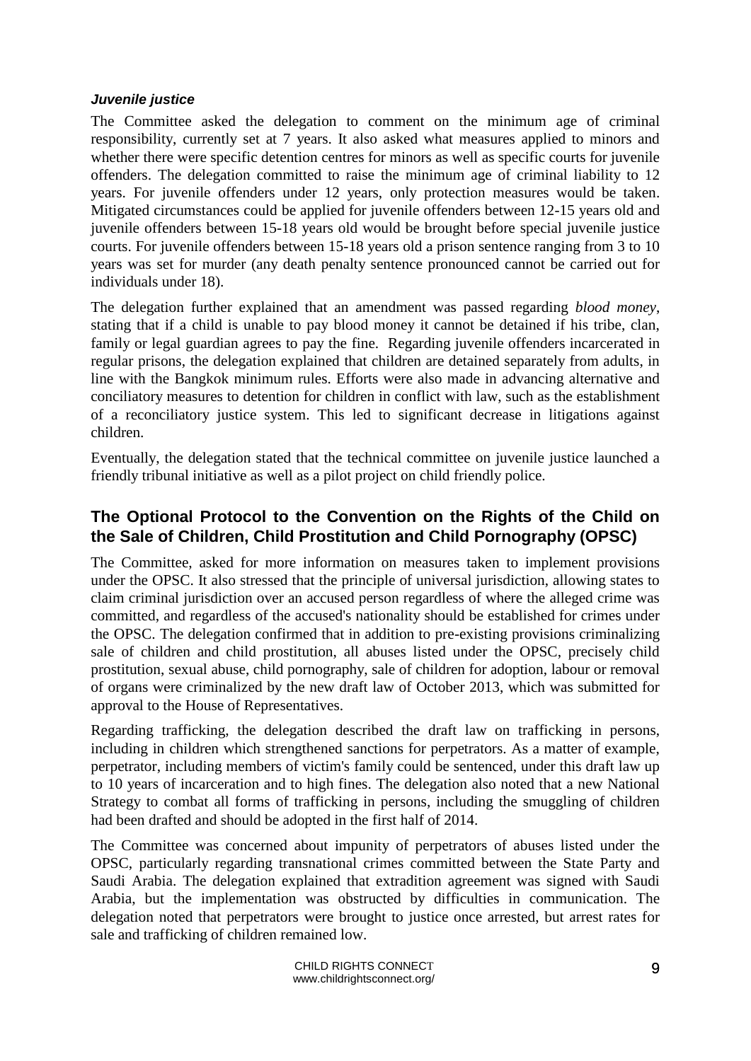#### ***Juvenile justice***

The Committee asked the delegation to comment on the minimum age of criminal responsibility, currently set at 7 years. It also asked what measures applied to minors and whether there were specific detention centres for minors as well as specific courts for juvenile offenders. The delegation committed to raise the minimum age of criminal liability to 12 years. For juvenile offenders under 12 years, only protection measures would be taken. Mitigated circumstances could be applied for juvenile offenders between 12-15 years old and juvenile offenders between 15-18 years old would be brought before special juvenile justice courts. For juvenile offenders between 15-18 years old a prison sentence ranging from 3 to 10 years was set for murder (any death penalty sentence pronounced cannot be carried out for individuals under 18).

The delegation further explained that an amendment was passed regarding *blood money*, stating that if a child is unable to pay blood money it cannot be detained if his tribe, clan, family or legal guardian agrees to pay the fine. Regarding juvenile offenders incarcerated in regular prisons, the delegation explained that children are detained separately from adults, in line with the Bangkok minimum rules. Efforts were also made in advancing alternative and conciliatory measures to detention for children in conflict with law, such as the establishment of a reconciliatory justice system. This led to significant decrease in litigations against children.

Eventually, the delegation stated that the technical committee on juvenile justice launched a friendly tribunal initiative as well as a pilot project on child friendly police.

## The Optional Protocol to the Convention on the Rights of the Child on the Sale of Children, Child Prostitution and Child Pornography (OPSC)

The Committee, asked for more information on measures taken to implement provisions under the OPSC. It also stressed that the principle of universal jurisdiction, allowing states to claim criminal jurisdiction over an accused person regardless of where the alleged crime was committed, and regardless of the accused's nationality should be established for crimes under the OPSC. The delegation confirmed that in addition to pre-existing provisions criminalizing sale of children and child prostitution, all abuses listed under the OPSC, precisely child prostitution, sexual abuse, child pornography, sale of children for adoption, labour or removal of organs were criminalized by the new draft law of October 2013, which was submitted for approval to the House of Representatives.

Regarding trafficking, the delegation described the draft law on trafficking in persons, including in children which strengthened sanctions for perpetrators. As a matter of example, perpetrator, including members of victim's family could be sentenced, under this draft law up to 10 years of incarceration and to high fines. The delegation also noted that a new National Strategy to combat all forms of trafficking in persons, including the smuggling of children had been drafted and should be adopted in the first half of 2014.

The Committee was concerned about impunity of perpetrators of abuses listed under the OPSC, particularly regarding transnational crimes committed between the State Party and Saudi Arabia. The delegation explained that extradition agreement was signed with Saudi Arabia, but the implementation was obstructed by difficulties in communication. The delegation noted that perpetrators were brought to justice once arrested, but arrest rates for sale and trafficking of children remained low.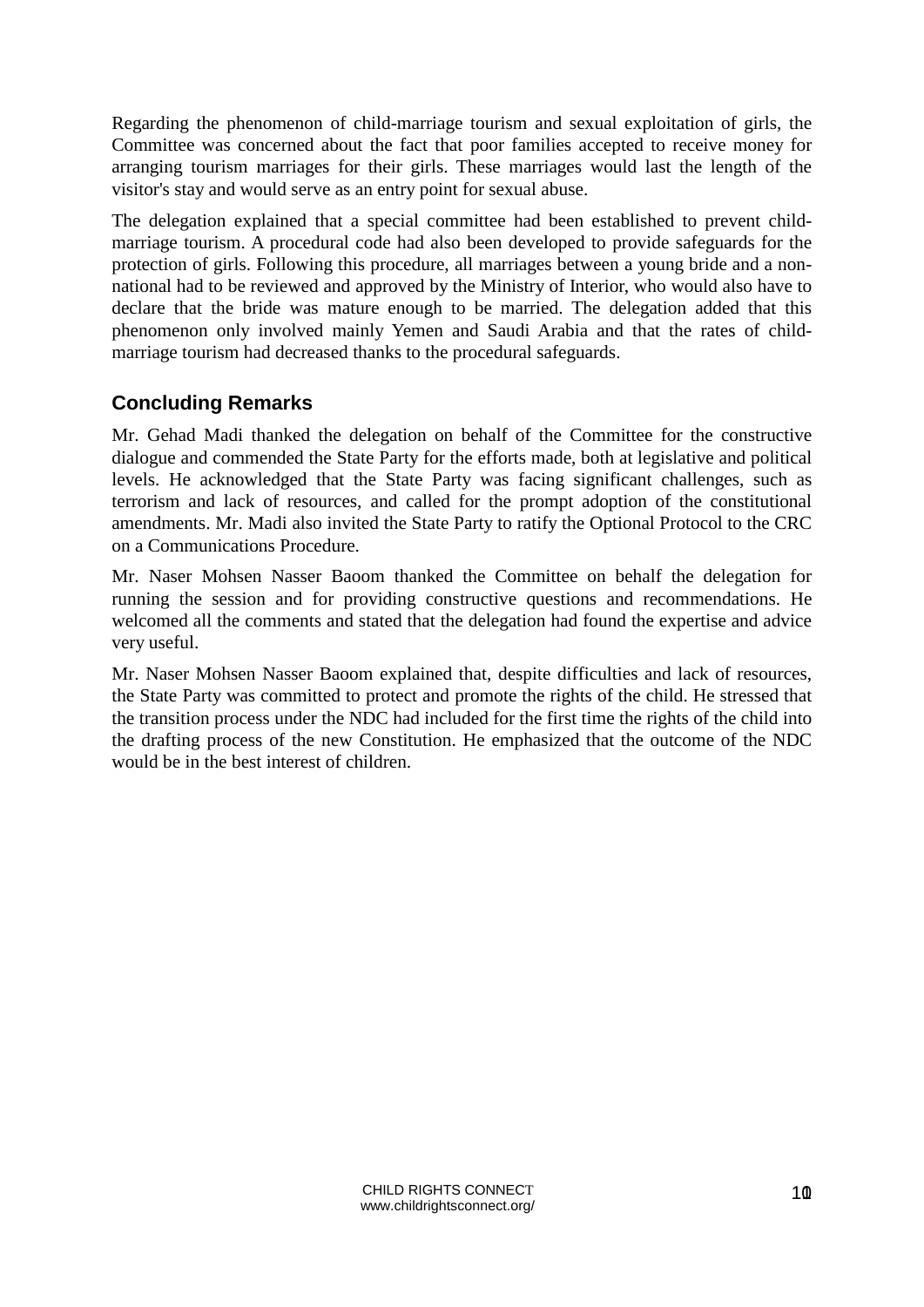Regarding the phenomenon of child-marriage tourism and sexual exploitation of girls, the Committee was concerned about the fact that poor families accepted to receive money for arranging tourism marriages for their girls. These marriages would last the length of the visitor's stay and would serve as an entry point for sexual abuse.

The delegation explained that a special committee had been established to prevent child-marriage tourism. A procedural code had also been developed to provide safeguards for the protection of girls. Following this procedure, all marriages between a young bride and a non-national had to be reviewed and approved by the Ministry of Interior, who would also have to declare that the bride was mature enough to be married. The delegation added that this phenomenon only involved mainly Yemen and Saudi Arabia and that the rates of child-marriage tourism had decreased thanks to the procedural safeguards.

## Concluding Remarks

Mr. Gehad Madi thanked the delegation on behalf of the Committee for the constructive dialogue and commended the State Party for the efforts made, both at legislative and political levels. He acknowledged that the State Party was facing significant challenges, such as terrorism and lack of resources, and called for the prompt adoption of the constitutional amendments. Mr. Madi also invited the State Party to ratify the Optional Protocol to the CRC on a Communications Procedure.

Mr. Naser Mohsen Nasser Baoom thanked the Committee on behalf the delegation for running the session and for providing constructive questions and recommendations. He welcomed all the comments and stated that the delegation had found the expertise and advice very useful.

Mr. Naser Mohsen Nasser Baoom explained that, despite difficulties and lack of resources, the State Party was committed to protect and promote the rights of the child. He stressed that the transition process under the NDC had included for the first time the rights of the child into the drafting process of the new Constitution. He emphasized that the outcome of the NDC would be in the best interest of children.